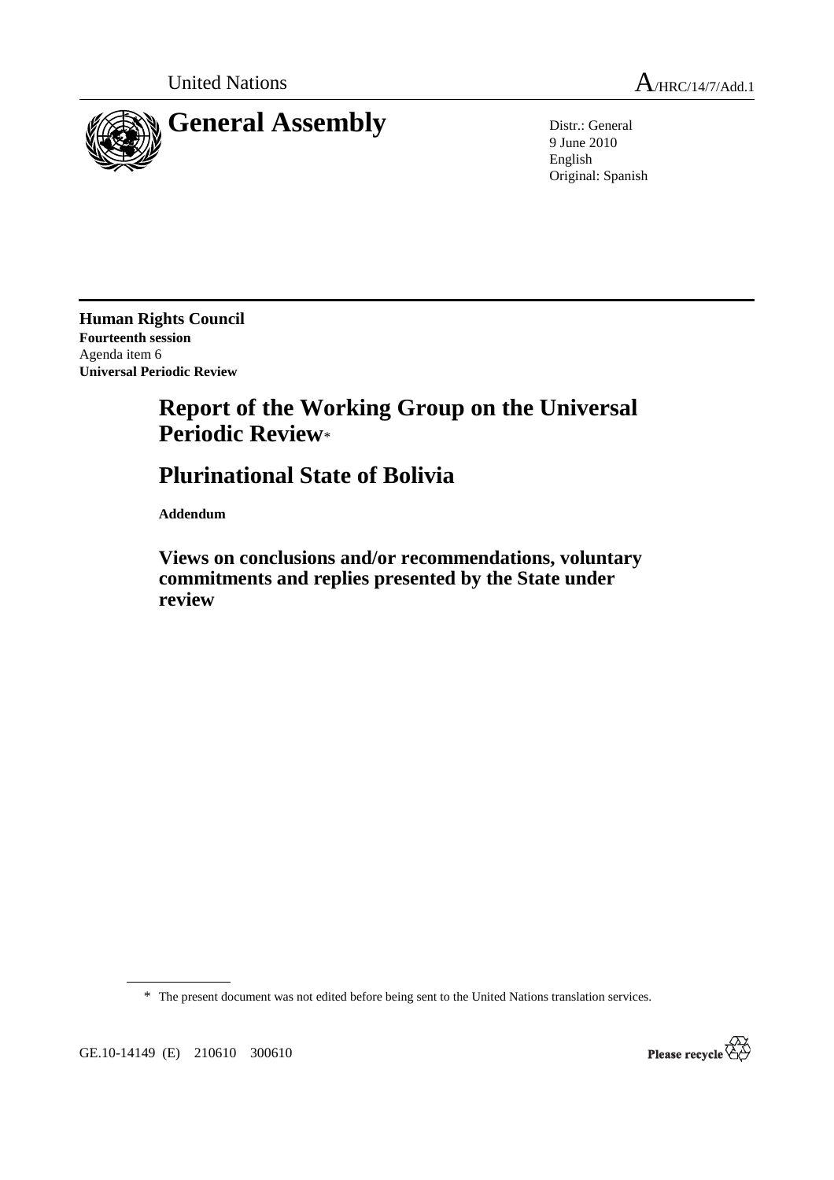United Nations

A/HRC/14/7/Add.1

# General Assembly

Distr.: General
9 June 2010
English
Original: Spanish

**Human Rights Council**
**Fourteenth session**
Agenda item 6
**Universal Periodic Review**

# Report of the Working Group on the Universal Periodic Review*

# Plurinational State of Bolivia

**Addendum**

## Views on conclusions and/or recommendations, voluntary commitments and replies presented by the State under review

---

\* The present document was not edited before being sent to the United Nations translation services.

GE.10-14149 (E) 210610 300610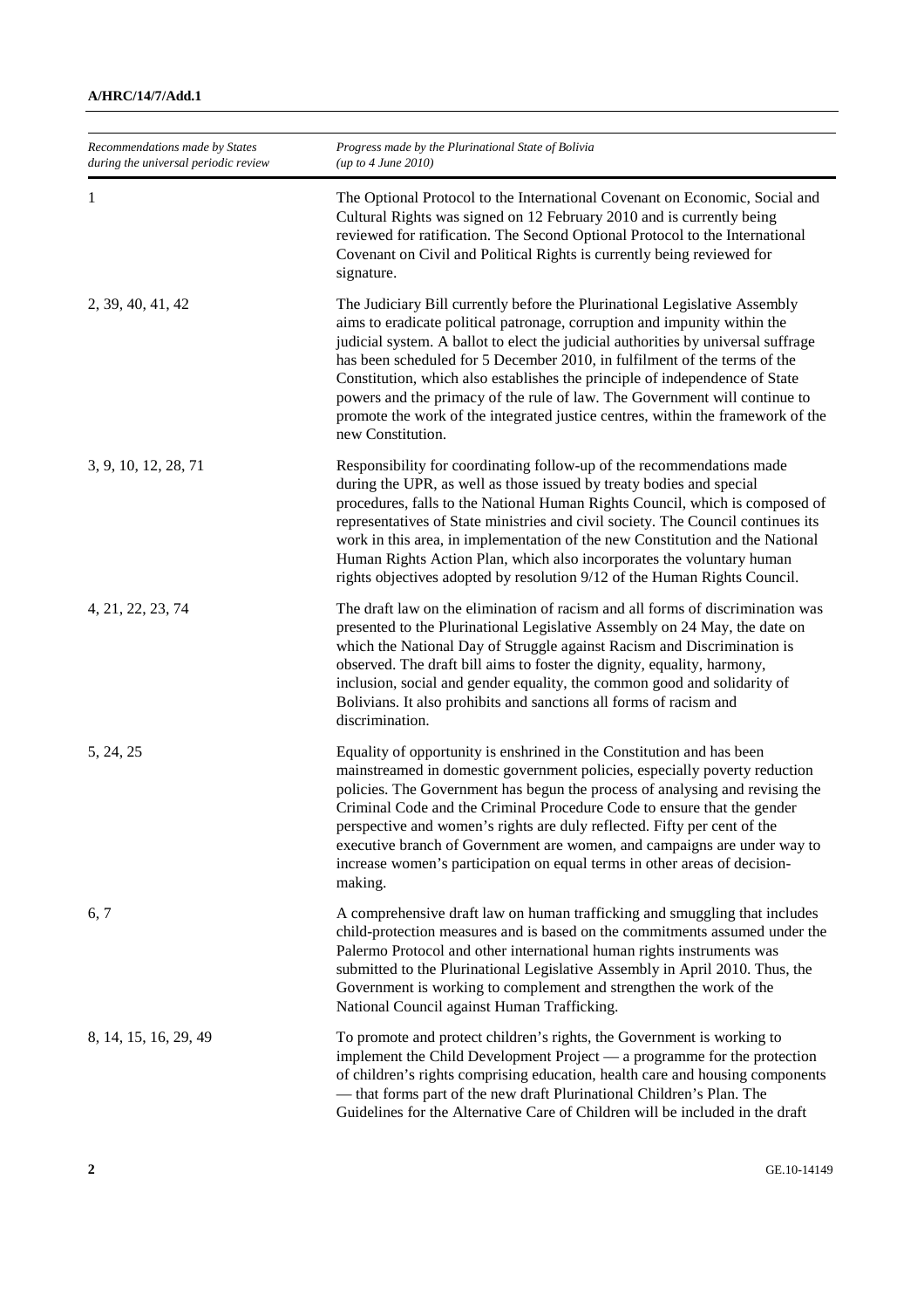| *Recommendations made by States during the universal periodic review* | *Progress made by the Plurinational State of Bolivia (up to 4 June 2010)* |
|---|---|
| 1 | The Optional Protocol to the International Covenant on Economic, Social and Cultural Rights was signed on 12 February 2010 and is currently being reviewed for ratification. The Second Optional Protocol to the International Covenant on Civil and Political Rights is currently being reviewed for signature. |
| 2, 39, 40, 41, 42 | The Judiciary Bill currently before the Plurinational Legislative Assembly aims to eradicate political patronage, corruption and impunity within the judicial system. A ballot to elect the judicial authorities by universal suffrage has been scheduled for 5 December 2010, in fulfilment of the terms of the Constitution, which also establishes the principle of independence of State powers and the primacy of the rule of law. The Government will continue to promote the work of the integrated justice centres, within the framework of the new Constitution. |
| 3, 9, 10, 12, 28, 71 | Responsibility for coordinating follow-up of the recommendations made during the UPR, as well as those issued by treaty bodies and special procedures, falls to the National Human Rights Council, which is composed of representatives of State ministries and civil society. The Council continues its work in this area, in implementation of the new Constitution and the National Human Rights Action Plan, which also incorporates the voluntary human rights objectives adopted by resolution 9/12 of the Human Rights Council. |
| 4, 21, 22, 23, 74 | The draft law on the elimination of racism and all forms of discrimination was presented to the Plurinational Legislative Assembly on 24 May, the date on which the National Day of Struggle against Racism and Discrimination is observed. The draft bill aims to foster the dignity, equality, harmony, inclusion, social and gender equality, the common good and solidarity of Bolivians. It also prohibits and sanctions all forms of racism and discrimination. |
| 5, 24, 25 | Equality of opportunity is enshrined in the Constitution and has been mainstreamed in domestic government policies, especially poverty reduction policies. The Government has begun the process of analysing and revising the Criminal Code and the Criminal Procedure Code to ensure that the gender perspective and women's rights are duly reflected. Fifty per cent of the executive branch of Government are women, and campaigns are under way to increase women's participation on equal terms in other areas of decision-making. |
| 6, 7 | A comprehensive draft law on human trafficking and smuggling that includes child-protection measures and is based on the commitments assumed under the Palermo Protocol and other international human rights instruments was submitted to the Plurinational Legislative Assembly in April 2010. Thus, the Government is working to complement and strengthen the work of the National Council against Human Trafficking. |
| 8, 14, 15, 16, 29, 49 | To promote and protect children's rights, the Government is working to implement the Child Development Project — a programme for the protection of children's rights comprising education, health care and housing components — that forms part of the new draft Plurinational Children's Plan. The Guidelines for the Alternative Care of Children will be included in the draft |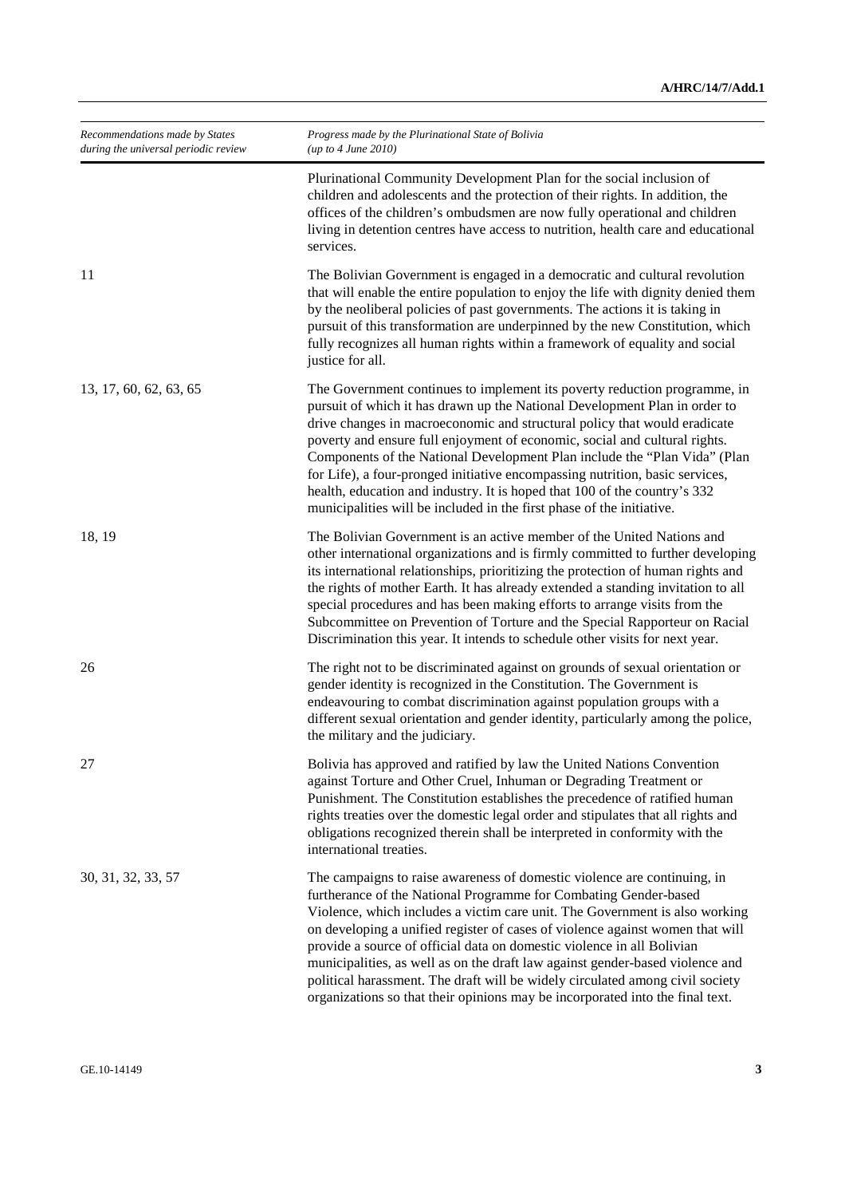| *Recommendations made by States during the universal periodic review* | *Progress made by the Plurinational State of Bolivia (up to 4 June 2010)* |
|---|---|
| | Plurinational Community Development Plan for the social inclusion of children and adolescents and the protection of their rights. In addition, the offices of the children's ombudsmen are now fully operational and children living in detention centres have access to nutrition, health care and educational services. |
| 11 | The Bolivian Government is engaged in a democratic and cultural revolution that will enable the entire population to enjoy the life with dignity denied them by the neoliberal policies of past governments. The actions it is taking in pursuit of this transformation are underpinned by the new Constitution, which fully recognizes all human rights within a framework of equality and social justice for all. |
| 13, 17, 60, 62, 63, 65 | The Government continues to implement its poverty reduction programme, in pursuit of which it has drawn up the National Development Plan in order to drive changes in macroeconomic and structural policy that would eradicate poverty and ensure full enjoyment of economic, social and cultural rights. Components of the National Development Plan include the "Plan Vida" (Plan for Life), a four-pronged initiative encompassing nutrition, basic services, health, education and industry. It is hoped that 100 of the country's 332 municipalities will be included in the first phase of the initiative. |
| 18, 19 | The Bolivian Government is an active member of the United Nations and other international organizations and is firmly committed to further developing its international relationships, prioritizing the protection of human rights and the rights of mother Earth. It has already extended a standing invitation to all special procedures and has been making efforts to arrange visits from the Subcommittee on Prevention of Torture and the Special Rapporteur on Racial Discrimination this year. It intends to schedule other visits for next year. |
| 26 | The right not to be discriminated against on grounds of sexual orientation or gender identity is recognized in the Constitution. The Government is endeavouring to combat discrimination against population groups with a different sexual orientation and gender identity, particularly among the police, the military and the judiciary. |
| 27 | Bolivia has approved and ratified by law the United Nations Convention against Torture and Other Cruel, Inhuman or Degrading Treatment or Punishment. The Constitution establishes the precedence of ratified human rights treaties over the domestic legal order and stipulates that all rights and obligations recognized therein shall be interpreted in conformity with the international treaties. |
| 30, 31, 32, 33, 57 | The campaigns to raise awareness of domestic violence are continuing, in furtherance of the National Programme for Combating Gender-based Violence, which includes a victim care unit. The Government is also working on developing a unified register of cases of violence against women that will provide a source of official data on domestic violence in all Bolivian municipalities, as well as on the draft law against gender-based violence and political harassment. The draft will be widely circulated among civil society organizations so that their opinions may be incorporated into the final text. |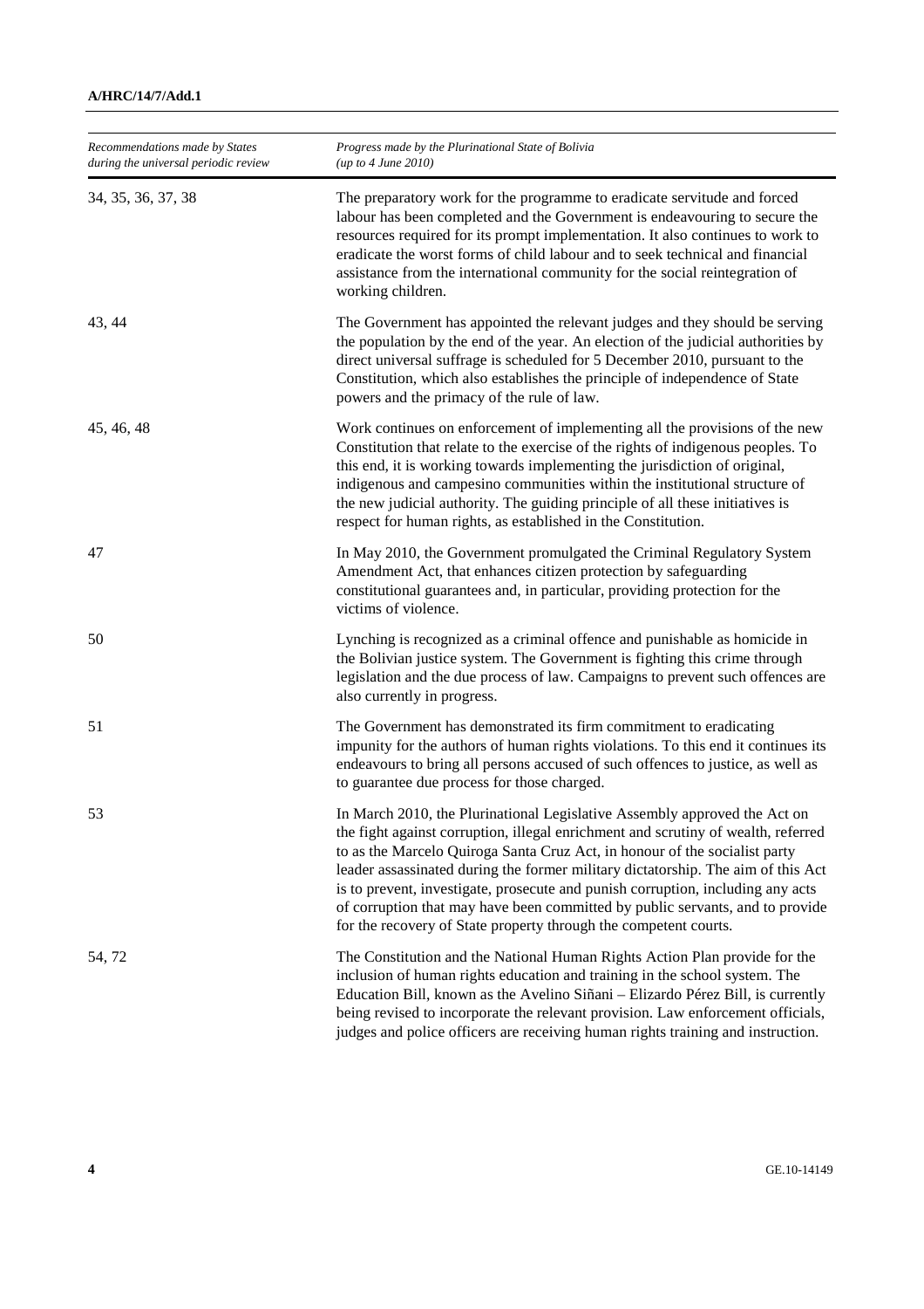| *Recommendations made by States during the universal periodic review* | *Progress made by the Plurinational State of Bolivia (up to 4 June 2010)* |
|---|---|
| 34, 35, 36, 37, 38 | The preparatory work for the programme to eradicate servitude and forced labour has been completed and the Government is endeavouring to secure the resources required for its prompt implementation. It also continues to work to eradicate the worst forms of child labour and to seek technical and financial assistance from the international community for the social reintegration of working children. |
| 43, 44 | The Government has appointed the relevant judges and they should be serving the population by the end of the year. An election of the judicial authorities by direct universal suffrage is scheduled for 5 December 2010, pursuant to the Constitution, which also establishes the principle of independence of State powers and the primacy of the rule of law. |
| 45, 46, 48 | Work continues on enforcement of implementing all the provisions of the new Constitution that relate to the exercise of the rights of indigenous peoples. To this end, it is working towards implementing the jurisdiction of original, indigenous and campesino communities within the institutional structure of the new judicial authority. The guiding principle of all these initiatives is respect for human rights, as established in the Constitution. |
| 47 | In May 2010, the Government promulgated the Criminal Regulatory System Amendment Act, that enhances citizen protection by safeguarding constitutional guarantees and, in particular, providing protection for the victims of violence. |
| 50 | Lynching is recognized as a criminal offence and punishable as homicide in the Bolivian justice system. The Government is fighting this crime through legislation and the due process of law. Campaigns to prevent such offences are also currently in progress. |
| 51 | The Government has demonstrated its firm commitment to eradicating impunity for the authors of human rights violations. To this end it continues its endeavours to bring all persons accused of such offences to justice, as well as to guarantee due process for those charged. |
| 53 | In March 2010, the Plurinational Legislative Assembly approved the Act on the fight against corruption, illegal enrichment and scrutiny of wealth, referred to as the Marcelo Quiroga Santa Cruz Act, in honour of the socialist party leader assassinated during the former military dictatorship. The aim of this Act is to prevent, investigate, prosecute and punish corruption, including any acts of corruption that may have been committed by public servants, and to provide for the recovery of State property through the competent courts. |
| 54, 72 | The Constitution and the National Human Rights Action Plan provide for the inclusion of human rights education and training in the school system. The Education Bill, known as the Avelino Siñani – Elizardo Pérez Bill, is currently being revised to incorporate the relevant provision. Law enforcement officials, judges and police officers are receiving human rights training and instruction. |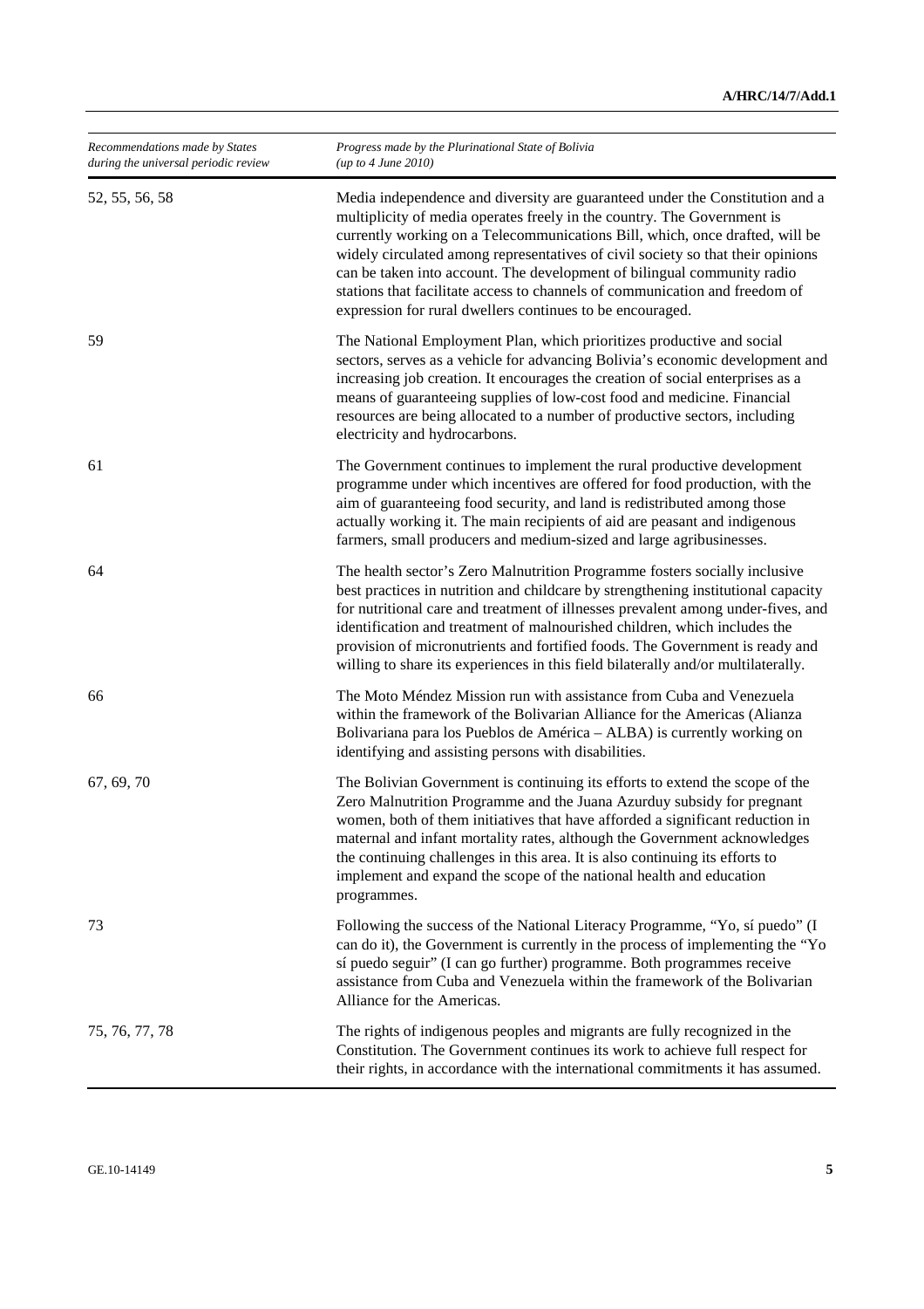| *Recommendations made by States during the universal periodic review* | *Progress made by the Plurinational State of Bolivia (up to 4 June 2010)* |
| --- | --- |
| 52, 55, 56, 58 | Media independence and diversity are guaranteed under the Constitution and a multiplicity of media operates freely in the country. The Government is currently working on a Telecommunications Bill, which, once drafted, will be widely circulated among representatives of civil society so that their opinions can be taken into account. The development of bilingual community radio stations that facilitate access to channels of communication and freedom of expression for rural dwellers continues to be encouraged. |
| 59 | The National Employment Plan, which prioritizes productive and social sectors, serves as a vehicle for advancing Bolivia's economic development and increasing job creation. It encourages the creation of social enterprises as a means of guaranteeing supplies of low-cost food and medicine. Financial resources are being allocated to a number of productive sectors, including electricity and hydrocarbons. |
| 61 | The Government continues to implement the rural productive development programme under which incentives are offered for food production, with the aim of guaranteeing food security, and land is redistributed among those actually working it. The main recipients of aid are peasant and indigenous farmers, small producers and medium-sized and large agribusinesses. |
| 64 | The health sector's Zero Malnutrition Programme fosters socially inclusive best practices in nutrition and childcare by strengthening institutional capacity for nutritional care and treatment of illnesses prevalent among under-fives, and identification and treatment of malnourished children, which includes the provision of micronutrients and fortified foods. The Government is ready and willing to share its experiences in this field bilaterally and/or multilaterally. |
| 66 | The Moto Méndez Mission run with assistance from Cuba and Venezuela within the framework of the Bolivarian Alliance for the Americas (Alianza Bolivariana para los Pueblos de América – ALBA) is currently working on identifying and assisting persons with disabilities. |
| 67, 69, 70 | The Bolivian Government is continuing its efforts to extend the scope of the Zero Malnutrition Programme and the Juana Azurduy subsidy for pregnant women, both of them initiatives that have afforded a significant reduction in maternal and infant mortality rates, although the Government acknowledges the continuing challenges in this area. It is also continuing its efforts to implement and expand the scope of the national health and education programmes. |
| 73 | Following the success of the National Literacy Programme, "Yo, sí puedo" (I can do it), the Government is currently in the process of implementing the "Yo sí puedo seguir" (I can go further) programme. Both programmes receive assistance from Cuba and Venezuela within the framework of the Bolivarian Alliance for the Americas. |
| 75, 76, 77, 78 | The rights of indigenous peoples and migrants are fully recognized in the Constitution. The Government continues its work to achieve full respect for their rights, in accordance with the international commitments it has assumed. |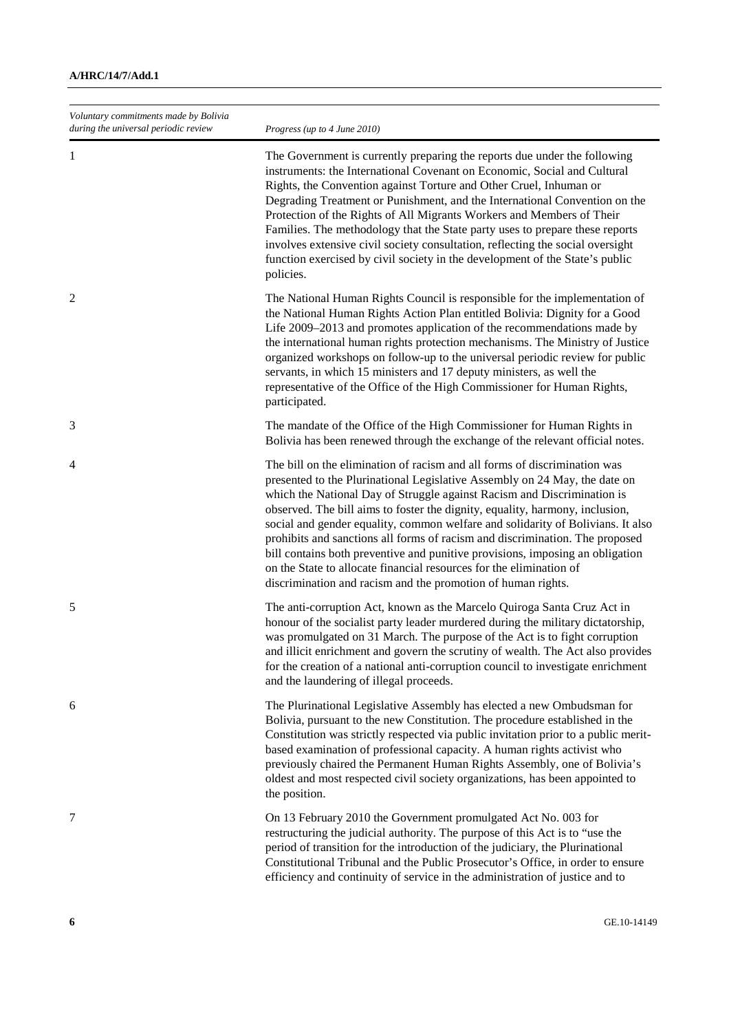| *Voluntary commitments made by Bolivia during the universal periodic review* | *Progress (up to 4 June 2010)* |
|---|---|
| 1 | The Government is currently preparing the reports due under the following instruments: the International Covenant on Economic, Social and Cultural Rights, the Convention against Torture and Other Cruel, Inhuman or Degrading Treatment or Punishment, and the International Convention on the Protection of the Rights of All Migrants Workers and Members of Their Families. The methodology that the State party uses to prepare these reports involves extensive civil society consultation, reflecting the social oversight function exercised by civil society in the development of the State's public policies. |
| 2 | The National Human Rights Council is responsible for the implementation of the National Human Rights Action Plan entitled Bolivia: Dignity for a Good Life 2009–2013 and promotes application of the recommendations made by the international human rights protection mechanisms. The Ministry of Justice organized workshops on follow-up to the universal periodic review for public servants, in which 15 ministers and 17 deputy ministers, as well the representative of the Office of the High Commissioner for Human Rights, participated. |
| 3 | The mandate of the Office of the High Commissioner for Human Rights in Bolivia has been renewed through the exchange of the relevant official notes. |
| 4 | The bill on the elimination of racism and all forms of discrimination was presented to the Plurinational Legislative Assembly on 24 May, the date on which the National Day of Struggle against Racism and Discrimination is observed. The bill aims to foster the dignity, equality, harmony, inclusion, social and gender equality, common welfare and solidarity of Bolivians. It also prohibits and sanctions all forms of racism and discrimination. The proposed bill contains both preventive and punitive provisions, imposing an obligation on the State to allocate financial resources for the elimination of discrimination and racism and the promotion of human rights. |
| 5 | The anti-corruption Act, known as the Marcelo Quiroga Santa Cruz Act in honour of the socialist party leader murdered during the military dictatorship, was promulgated on 31 March. The purpose of the Act is to fight corruption and illicit enrichment and govern the scrutiny of wealth. The Act also provides for the creation of a national anti-corruption council to investigate enrichment and the laundering of illegal proceeds. |
| 6 | The Plurinational Legislative Assembly has elected a new Ombudsman for Bolivia, pursuant to the new Constitution. The procedure established in the Constitution was strictly respected via public invitation prior to a public merit-based examination of professional capacity. A human rights activist who previously chaired the Permanent Human Rights Assembly, one of Bolivia's oldest and most respected civil society organizations, has been appointed to the position. |
| 7 | On 13 February 2010 the Government promulgated Act No. 003 for restructuring the judicial authority. The purpose of this Act is to "use the period of transition for the introduction of the judiciary, the Plurinational Constitutional Tribunal and the Public Prosecutor's Office, in order to ensure efficiency and continuity of service in the administration of justice and to |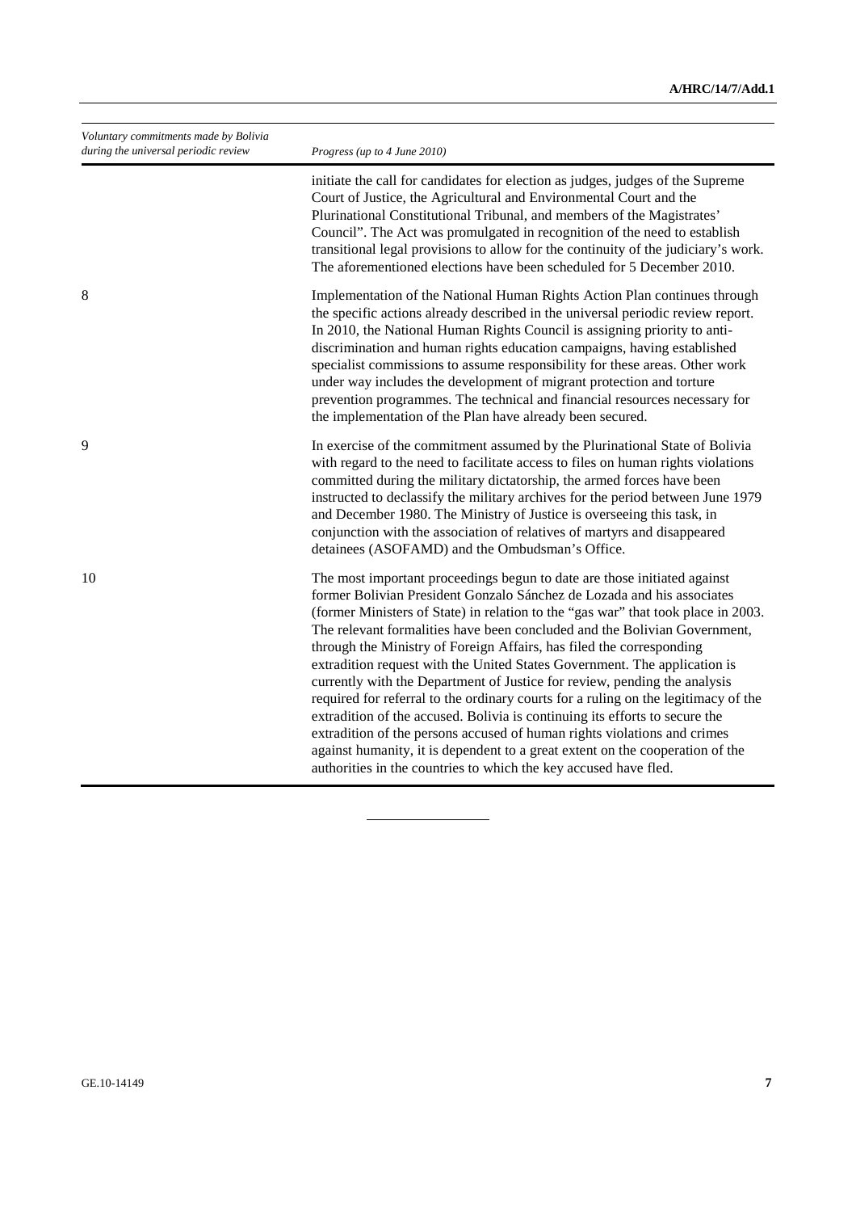| Voluntary commitments made by Bolivia during the universal periodic review | Progress (up to 4 June 2010) |
|---|---|
| | initiate the call for candidates for election as judges, judges of the Supreme Court of Justice, the Agricultural and Environmental Court and the Plurinational Constitutional Tribunal, and members of the Magistrates' Council". The Act was promulgated in recognition of the need to establish transitional legal provisions to allow for the continuity of the judiciary's work. The aforementioned elections have been scheduled for 5 December 2010. |
| 8 | Implementation of the National Human Rights Action Plan continues through the specific actions already described in the universal periodic review report. In 2010, the National Human Rights Council is assigning priority to anti-discrimination and human rights education campaigns, having established specialist commissions to assume responsibility for these areas. Other work under way includes the development of migrant protection and torture prevention programmes. The technical and financial resources necessary for the implementation of the Plan have already been secured. |
| 9 | In exercise of the commitment assumed by the Plurinational State of Bolivia with regard to the need to facilitate access to files on human rights violations committed during the military dictatorship, the armed forces have been instructed to declassify the military archives for the period between June 1979 and December 1980. The Ministry of Justice is overseeing this task, in conjunction with the association of relatives of martyrs and disappeared detainees (ASOFAMD) and the Ombudsman's Office. |
| 10 | The most important proceedings begun to date are those initiated against former Bolivian President Gonzalo Sánchez de Lozada and his associates (former Ministers of State) in relation to the "gas war" that took place in 2003. The relevant formalities have been concluded and the Bolivian Government, through the Ministry of Foreign Affairs, has filed the corresponding extradition request with the United States Government. The application is currently with the Department of Justice for review, pending the analysis required for referral to the ordinary courts for a ruling on the legitimacy of the extradition of the accused. Bolivia is continuing its efforts to secure the extradition of the persons accused of human rights violations and crimes against humanity, it is dependent to a great extent on the cooperation of the authorities in the countries to which the key accused have fled. |